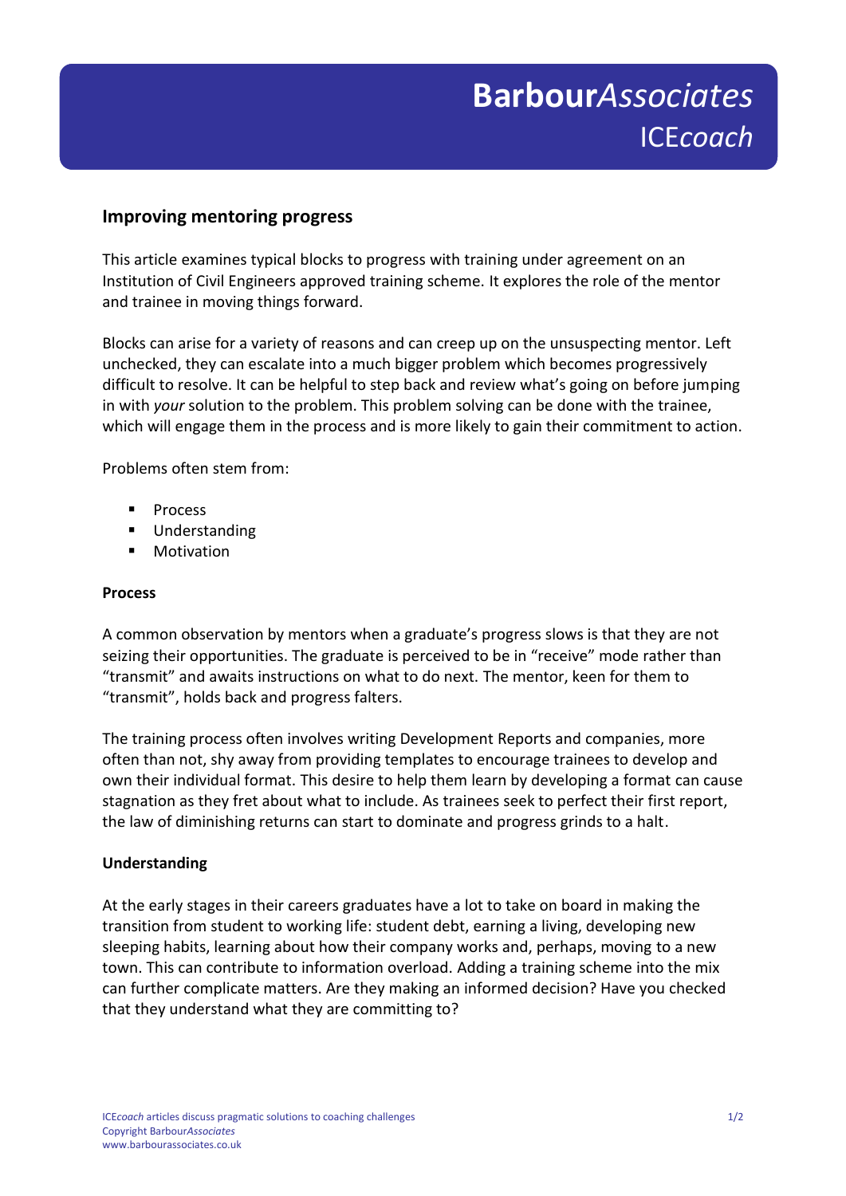**Barbour***Associates*
ICE*coach*

## Improving mentoring progress

This article examines typical blocks to progress with training under agreement on an Institution of Civil Engineers approved training scheme. It explores the role of the mentor and trainee in moving things forward.

Blocks can arise for a variety of reasons and can creep up on the unsuspecting mentor. Left unchecked, they can escalate into a much bigger problem which becomes progressively difficult to resolve. It can be helpful to step back and review what's going on before jumping in with *your* solution to the problem. This problem solving can be done with the trainee, which will engage them in the process and is more likely to gain their commitment to action.

Problems often stem from:

- Process
- Understanding
- Motivation

### Process

A common observation by mentors when a graduate's progress slows is that they are not seizing their opportunities. The graduate is perceived to be in "receive" mode rather than "transmit" and awaits instructions on what to do next. The mentor, keen for them to "transmit", holds back and progress falters.

The training process often involves writing Development Reports and companies, more often than not, shy away from providing templates to encourage trainees to develop and own their individual format. This desire to help them learn by developing a format can cause stagnation as they fret about what to include. As trainees seek to perfect their first report, the law of diminishing returns can start to dominate and progress grinds to a halt.

### Understanding

At the early stages in their careers graduates have a lot to take on board in making the transition from student to working life: student debt, earning a living, developing new sleeping habits, learning about how their company works and, perhaps, moving to a new town. This can contribute to information overload. Adding a training scheme into the mix can further complicate matters. Are they making an informed decision? Have you checked that they understand what they are committing to?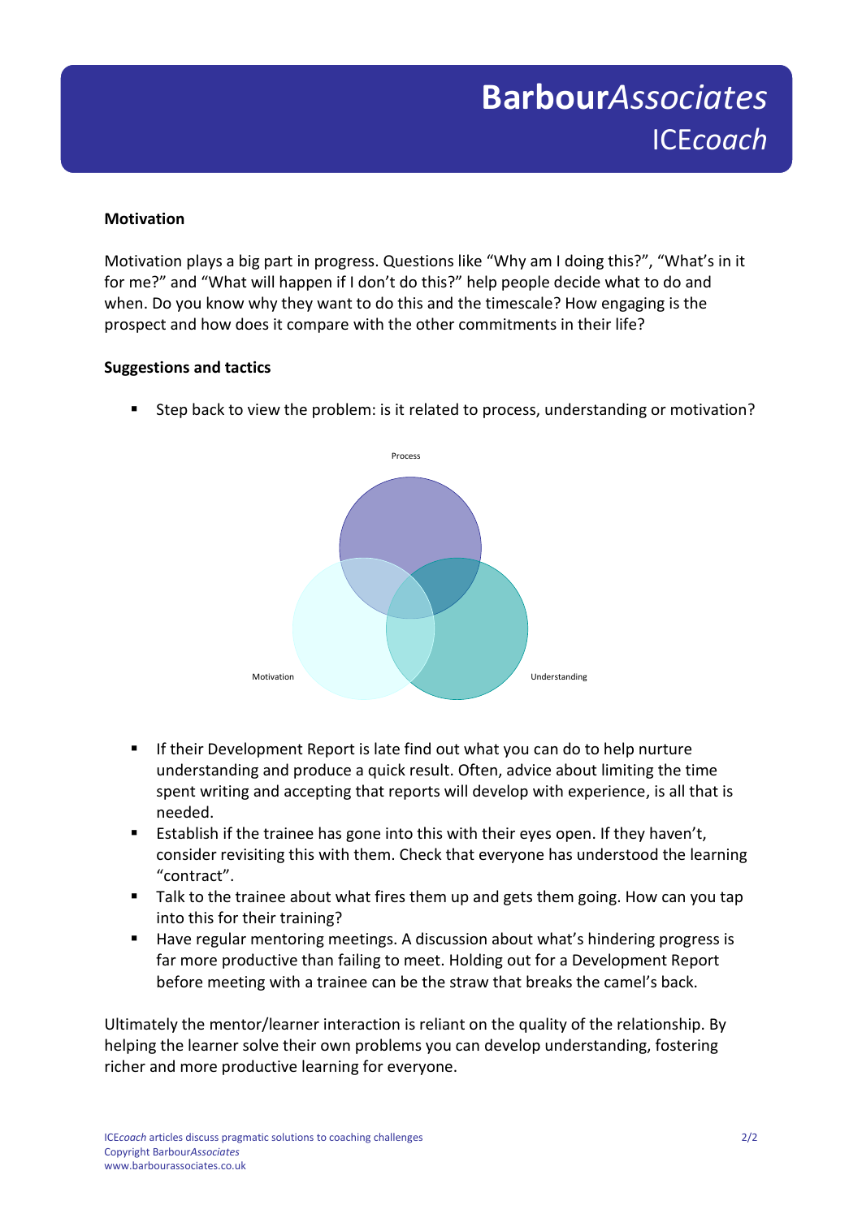**Motivation**

Motivation plays a big part in progress. Questions like "Why am I doing this?", "What's in it for me?" and "What will happen if I don't do this?" help people decide what to do and when. Do you know why they want to do this and the timescale? How engaging is the prospect and how does it compare with the other commitments in their life?

**Suggestions and tactics**

- Step back to view the problem: is it related to process, understanding or motivation?

Process

Motivation

Understanding

- If their Development Report is late find out what you can do to help nurture understanding and produce a quick result. Often, advice about limiting the time spent writing and accepting that reports will develop with experience, is all that is needed.
- Establish if the trainee has gone into this with their eyes open. If they haven't, consider revisiting this with them. Check that everyone has understood the learning "contract".
- Talk to the trainee about what fires them up and gets them going. How can you tap into this for their training?
- Have regular mentoring meetings. A discussion about what's hindering progress is far more productive than failing to meet. Holding out for a Development Report before meeting with a trainee can be the straw that breaks the camel's back.

Ultimately the mentor/learner interaction is reliant on the quality of the relationship. By helping the learner solve their own problems you can develop understanding, fostering richer and more productive learning for everyone.

ICE*coach* articles discuss pragmatic solutions to coaching challenges
Copyright Barbour*Associates*
www.barbourassociates.co.uk